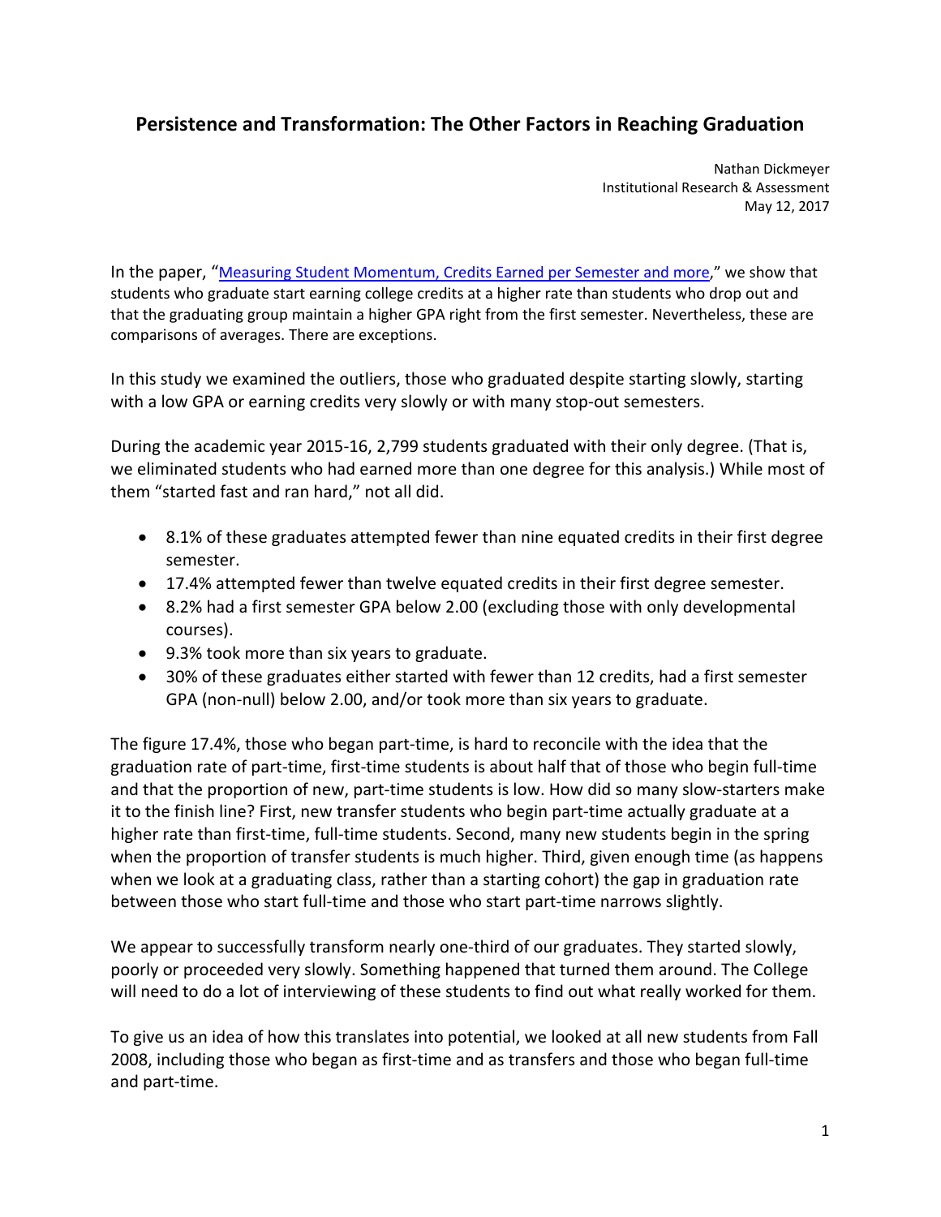# Persistence and Transformation: The Other Factors in Reaching Graduation

Nathan Dickmeyer
Institutional Research & Assessment
May 12, 2017

In the paper, "Measuring Student Momentum, Credits Earned per Semester and more," we show that students who graduate start earning college credits at a higher rate than students who drop out and that the graduating group maintain a higher GPA right from the first semester. Nevertheless, these are comparisons of averages. There are exceptions.

In this study we examined the outliers, those who graduated despite starting slowly, starting with a low GPA or earning credits very slowly or with many stop-out semesters.

During the academic year 2015-16, 2,799 students graduated with their only degree. (That is, we eliminated students who had earned more than one degree for this analysis.) While most of them "started fast and ran hard," not all did.

- 8.1% of these graduates attempted fewer than nine equated credits in their first degree semester.
- 17.4% attempted fewer than twelve equated credits in their first degree semester.
- 8.2% had a first semester GPA below 2.00 (excluding those with only developmental courses).
- 9.3% took more than six years to graduate.
- 30% of these graduates either started with fewer than 12 credits, had a first semester GPA (non-null) below 2.00, and/or took more than six years to graduate.

The figure 17.4%, those who began part-time, is hard to reconcile with the idea that the graduation rate of part-time, first-time students is about half that of those who begin full-time and that the proportion of new, part-time students is low. How did so many slow-starters make it to the finish line? First, new transfer students who begin part-time actually graduate at a higher rate than first-time, full-time students. Second, many new students begin in the spring when the proportion of transfer students is much higher. Third, given enough time (as happens when we look at a graduating class, rather than a starting cohort) the gap in graduation rate between those who start full-time and those who start part-time narrows slightly.

We appear to successfully transform nearly one-third of our graduates. They started slowly, poorly or proceeded very slowly. Something happened that turned them around. The College will need to do a lot of interviewing of these students to find out what really worked for them.

To give us an idea of how this translates into potential, we looked at all new students from Fall 2008, including those who began as first-time and as transfers and those who began full-time and part-time.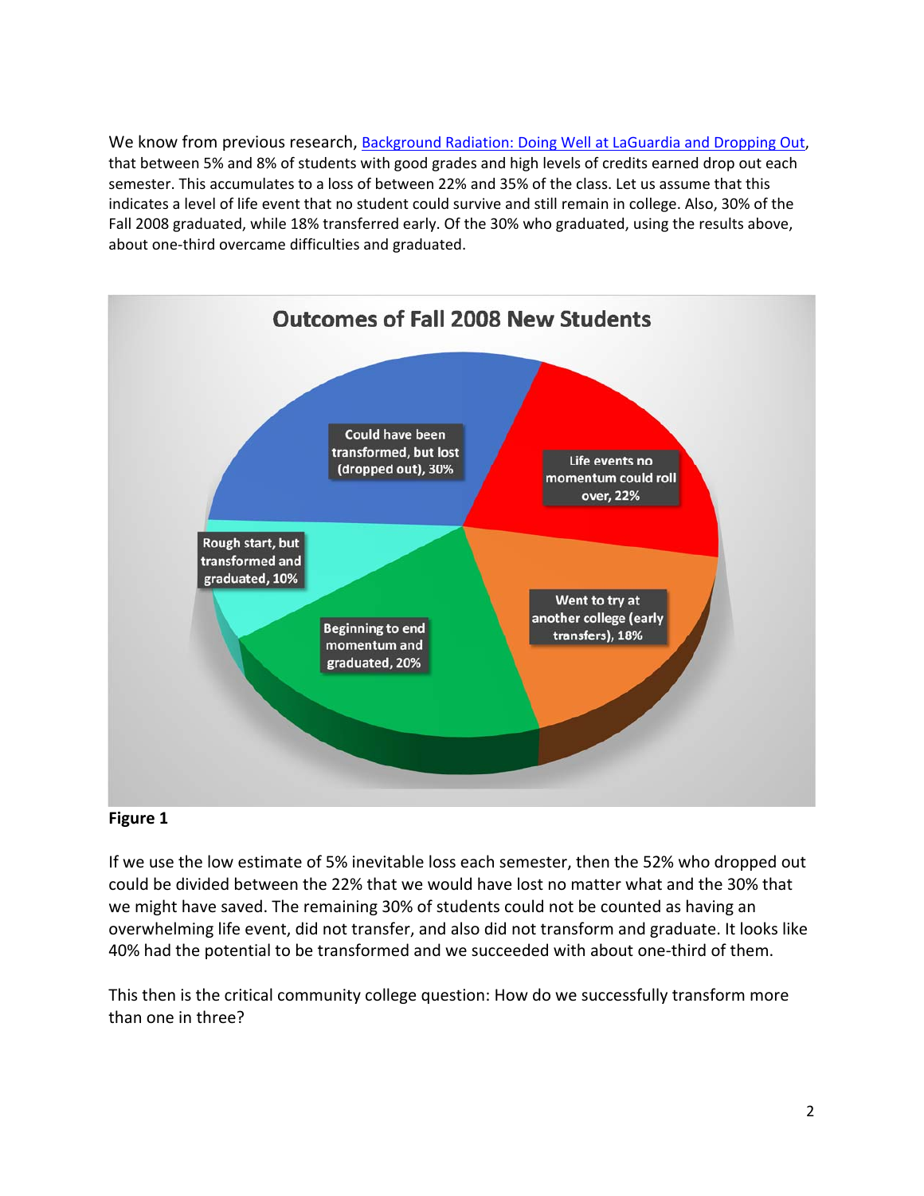We know from previous research, [Background Radiation: Doing Well at LaGuardia and Dropping Out](), that between 5% and 8% of students with good grades and high levels of credits earned drop out each semester. This accumulates to a loss of between 22% and 35% of the class. Let us assume that this indicates a level of life event that no student could survive and still remain in college. Also, 30% of the Fall 2008 graduated, while 18% transferred early. Of the 30% who graduated, using the results above, about one-third overcame difficulties and graduated.

Outcomes of Fall 2008 New Students

Could have been transformed, but lost (dropped out), 30%

Life events no momentum could roll over, 22%

Went to try at another college (early transfers), 18%

Beginning to end momentum and graduated, 20%

Rough start, but transformed and graduated, 10%

**Figure 1**

If we use the low estimate of 5% inevitable loss each semester, then the 52% who dropped out could be divided between the 22% that we would have lost no matter what and the 30% that we might have saved. The remaining 30% of students could not be counted as having an overwhelming life event, did not transfer, and also did not transform and graduate. It looks like 40% had the potential to be transformed and we succeeded with about one-third of them.

This then is the critical community college question: How do we successfully transform more than one in three?